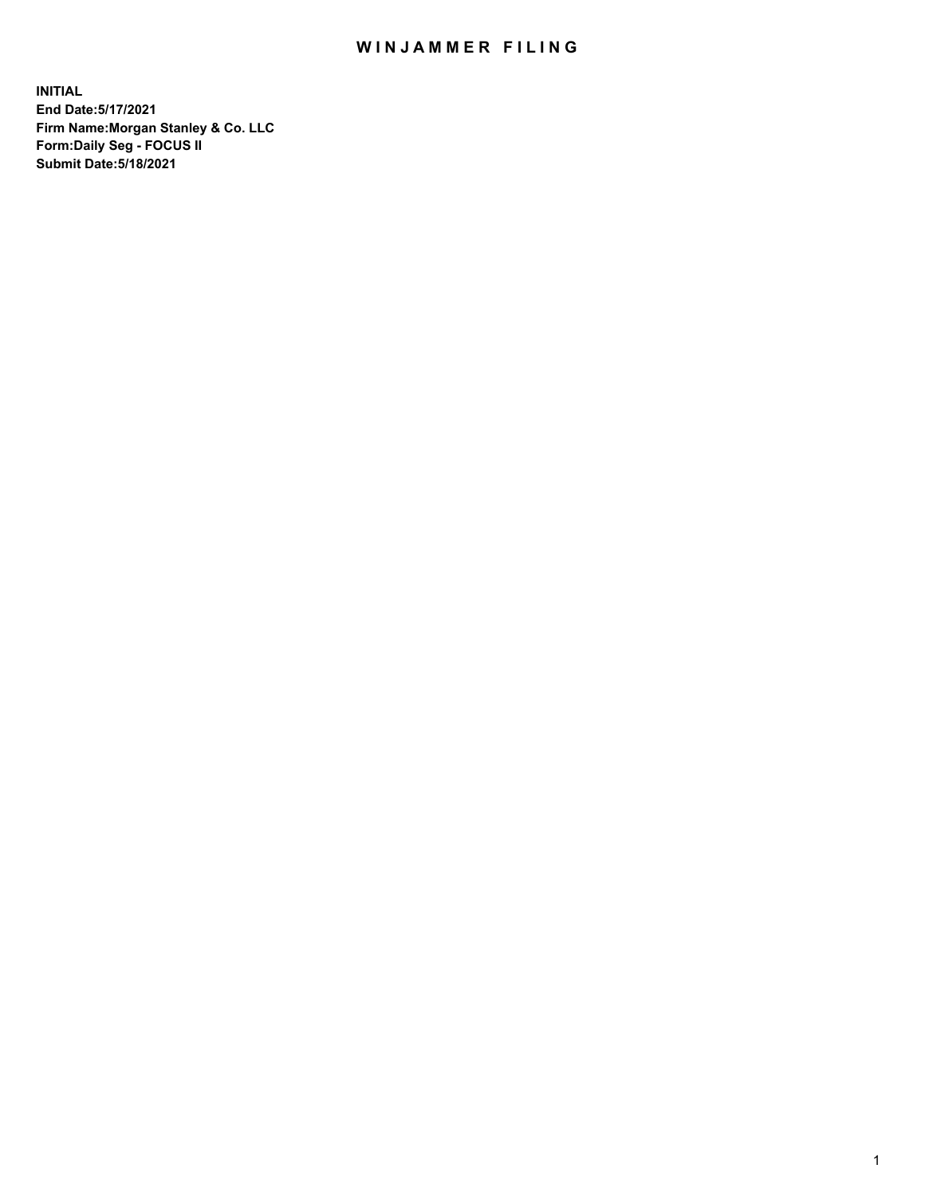# WINJAMMER FILING

**INITIAL**
**End Date:5/17/2021**
**Firm Name:Morgan Stanley & Co. LLC**
**Form:Daily Seg - FOCUS II**
**Submit Date:5/18/2021**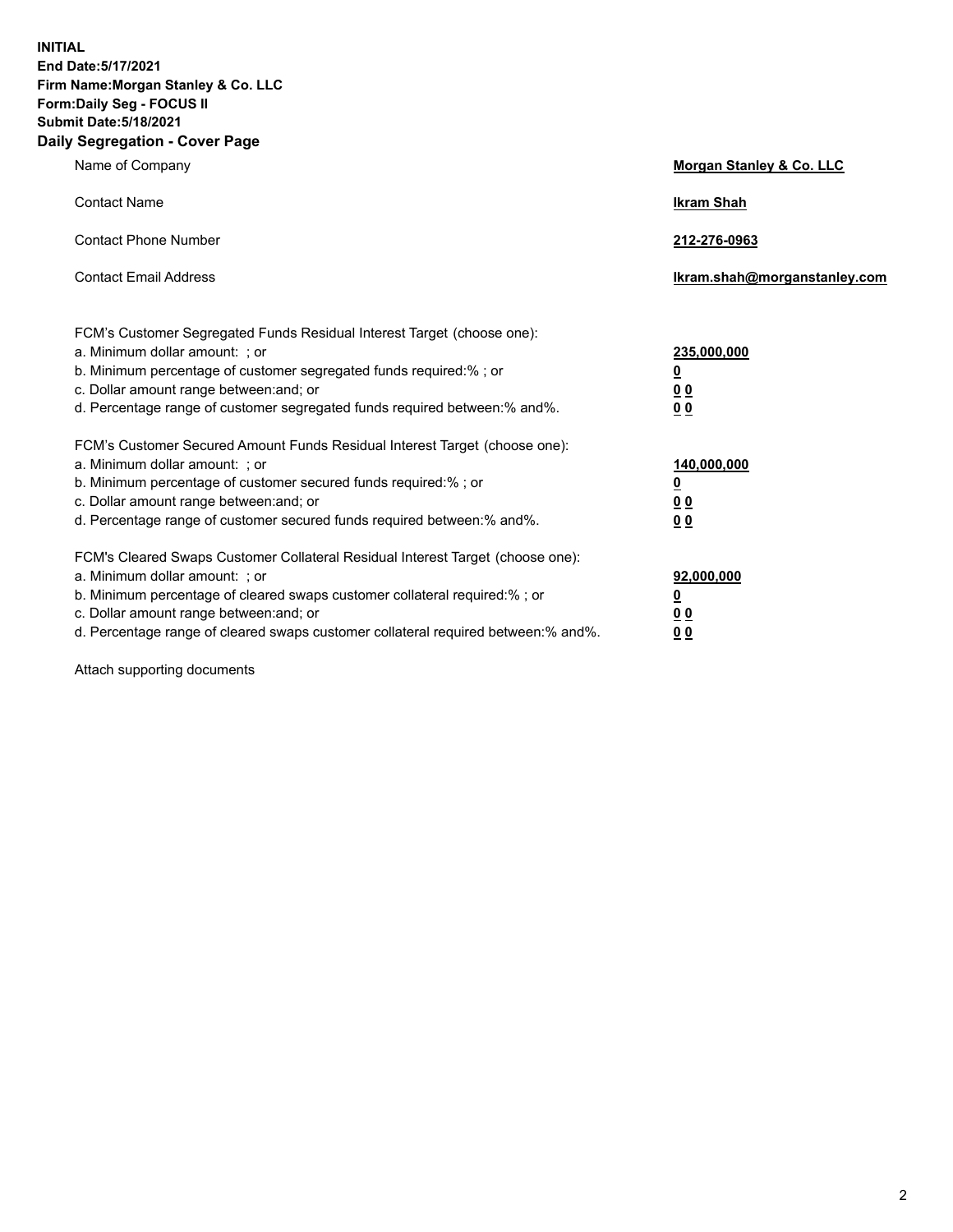**INITIAL**
**End Date:5/17/2021**
**Firm Name:Morgan Stanley & Co. LLC**
**Form:Daily Seg - FOCUS II**
**Submit Date:5/18/2021**

## Daily Segregation - Cover Page

| | |
|---|---|
| Name of Company | **Morgan Stanley & Co. LLC** |
| Contact Name | **Ikram Shah** |
| Contact Phone Number | **212-276-0963** |
| Contact Email Address | **Ikram.shah@morganstanley.com** |

| | |
|---|---|
| FCM's Customer Segregated Funds Residual Interest Target (choose one): | |
| a. Minimum dollar amount: ; or | **235,000,000** |
| b. Minimum percentage of customer segregated funds required:% ; or | **0** |
| c. Dollar amount range between:and; or | **0 0** |
| d. Percentage range of customer segregated funds required between:% and%. | **0 0** |
| FCM's Customer Secured Amount Funds Residual Interest Target (choose one): | |
| a. Minimum dollar amount: ; or | **140,000,000** |
| b. Minimum percentage of customer secured funds required:% ; or | **0** |
| c. Dollar amount range between:and; or | **0 0** |
| d. Percentage range of customer secured funds required between:% and%. | **0 0** |
| FCM's Cleared Swaps Customer Collateral Residual Interest Target (choose one): | |
| a. Minimum dollar amount: ; or | **92,000,000** |
| b. Minimum percentage of cleared swaps customer collateral required:% ; or | **0** |
| c. Dollar amount range between:and; or | **0 0** |
| d. Percentage range of cleared swaps customer collateral required between:% and%. | **0 0** |

Attach supporting documents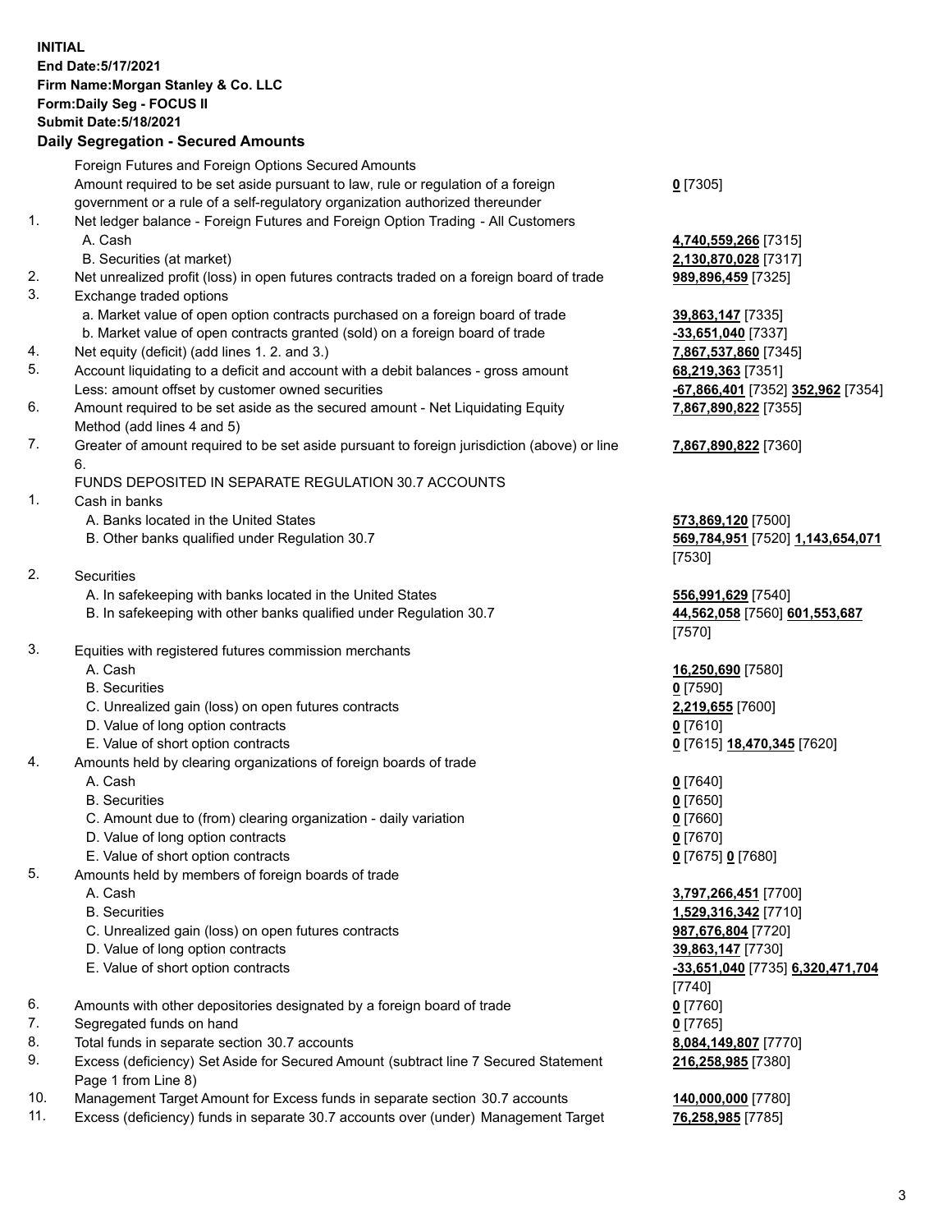**INITIAL**
**End Date:5/17/2021**
**Firm Name:Morgan Stanley & Co. LLC**
**Form:Daily Seg - FOCUS II**
**Submit Date:5/18/2021**

**Daily Segregation - Secured Amounts**

Foreign Futures and Foreign Options Secured Amounts

Amount required to be set aside pursuant to law, rule or regulation of a foreign government or a rule of a self-regulatory organization authorized thereunder — **0** [7305]

1. Net ledger balance - Foreign Futures and Foreign Option Trading - All Customers
   - A. Cash — **4,740,559,266** [7315]
   - B. Securities (at market) — **2,130,870,028** [7317]
2. Net unrealized profit (loss) in open futures contracts traded on a foreign board of trade — **989,896,459** [7325]
3. Exchange traded options
   - a. Market value of open option contracts purchased on a foreign board of trade — **39,863,147** [7335]
   - b. Market value of open contracts granted (sold) on a foreign board of trade — **-33,651,040** [7337]
4. Net equity (deficit) (add lines 1. 2. and 3.) — **7,867,537,860** [7345]
5. Account liquidating to a deficit and account with a debit balances - gross amount — **68,219,363** [7351]
   Less: amount offset by customer owned securities — **-67,866,401** [7352] **352,962** [7354]
6. Amount required to be set aside as the secured amount - Net Liquidating Equity Method (add lines 4 and 5) — **7,867,890,822** [7355]
7. Greater of amount required to be set aside pursuant to foreign jurisdiction (above) or line 6. — **7,867,890,822** [7360]

FUNDS DEPOSITED IN SEPARATE REGULATION 30.7 ACCOUNTS

1. Cash in banks
   - A. Banks located in the United States — **573,869,120** [7500]
   - B. Other banks qualified under Regulation 30.7 — **569,784,951** [7520] **1,143,654,071** [7530]
2. Securities
   - A. In safekeeping with banks located in the United States — **556,991,629** [7540]
   - B. In safekeeping with other banks qualified under Regulation 30.7 — **44,562,058** [7560] **601,553,687** [7570]
3. Equities with registered futures commission merchants
   - A. Cash — **16,250,690** [7580]
   - B. Securities — **0** [7590]
   - C. Unrealized gain (loss) on open futures contracts — **2,219,655** [7600]
   - D. Value of long option contracts — **0** [7610]
   - E. Value of short option contracts — **0** [7615] **18,470,345** [7620]
4. Amounts held by clearing organizations of foreign boards of trade
   - A. Cash — **0** [7640]
   - B. Securities — **0** [7650]
   - C. Amount due to (from) clearing organization - daily variation — **0** [7660]
   - D. Value of long option contracts — **0** [7670]
   - E. Value of short option contracts — **0** [7675] **0** [7680]
5. Amounts held by members of foreign boards of trade
   - A. Cash — **3,797,266,451** [7700]
   - B. Securities — **1,529,316,342** [7710]
   - C. Unrealized gain (loss) on open futures contracts — **987,676,804** [7720]
   - D. Value of long option contracts — **39,863,147** [7730]
   - E. Value of short option contracts — **-33,651,040** [7735] **6,320,471,704** [7740]
6. Amounts with other depositories designated by a foreign board of trade — **0** [7760]
7. Segregated funds on hand — **0** [7765]
8. Total funds in separate section 30.7 accounts — **8,084,149,807** [7770]
9. Excess (deficiency) Set Aside for Secured Amount (subtract line 7 Secured Statement Page 1 from Line 8) — **216,258,985** [7380]
10. Management Target Amount for Excess funds in separate section 30.7 accounts — **140,000,000** [7780]
11. Excess (deficiency) funds in separate 30.7 accounts over (under) Management Target — **76,258,985** [7785]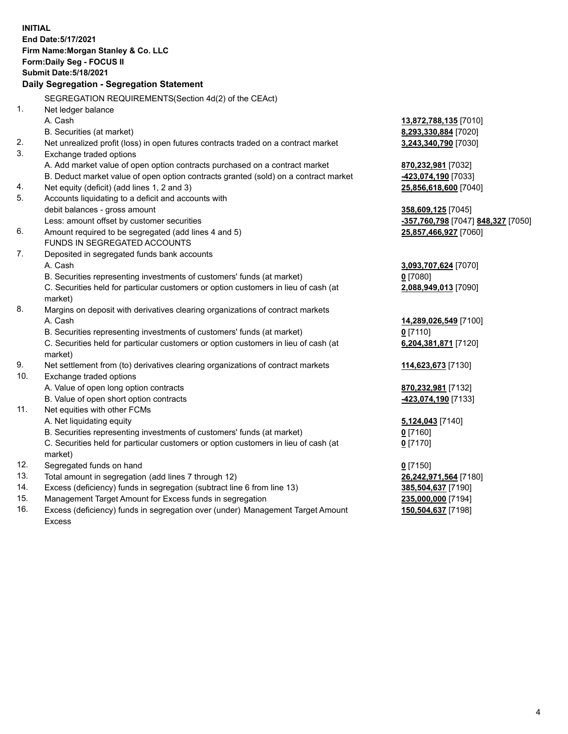**INITIAL**
**End Date:5/17/2021**
**Firm Name:Morgan Stanley & Co. LLC**
**Form:Daily Seg - FOCUS II**
**Submit Date:5/18/2021**

**Daily Segregation - Segregation Statement**

| | | |
|---|---|---|
| | SEGREGATION REQUIREMENTS(Section 4d(2) of the CEAct) | |
| 1. | Net ledger balance | |
| | A. Cash | **13,872,788,135** [7010] |
| | B. Securities (at market) | **8,293,330,884** [7020] |
| 2. | Net unrealized profit (loss) in open futures contracts traded on a contract market | **3,243,340,790** [7030] |
| 3. | Exchange traded options | |
| | A. Add market value of open option contracts purchased on a contract market | **870,232,981** [7032] |
| | B. Deduct market value of open option contracts granted (sold) on a contract market | **-423,074,190** [7033] |
| 4. | Net equity (deficit) (add lines 1, 2 and 3) | **25,856,618,600** [7040] |
| 5. | Accounts liquidating to a deficit and accounts with | |
| | debit balances - gross amount | **358,609,125** [7045] |
| | Less: amount offset by customer securities | **-357,760,798** [7047] **848,327** [7050] |
| 6. | Amount required to be segregated (add lines 4 and 5) | **25,857,466,927** [7060] |
| | FUNDS IN SEGREGATED ACCOUNTS | |
| 7. | Deposited in segregated funds bank accounts | |
| | A. Cash | **3,093,707,624** [7070] |
| | B. Securities representing investments of customers' funds (at market) | **0** [7080] |
| | C. Securities held for particular customers or option customers in lieu of cash (at market) | **2,088,949,013** [7090] |
| 8. | Margins on deposit with derivatives clearing organizations of contract markets | |
| | A. Cash | **14,289,026,549** [7100] |
| | B. Securities representing investments of customers' funds (at market) | **0** [7110] |
| | C. Securities held for particular customers or option customers in lieu of cash (at market) | **6,204,381,871** [7120] |
| 9. | Net settlement from (to) derivatives clearing organizations of contract markets | **114,623,673** [7130] |
| 10. | Exchange traded options | |
| | A. Value of open long option contracts | **870,232,981** [7132] |
| | B. Value of open short option contracts | **-423,074,190** [7133] |
| 11. | Net equities with other FCMs | |
| | A. Net liquidating equity | **5,124,043** [7140] |
| | B. Securities representing investments of customers' funds (at market) | **0** [7160] |
| | C. Securities held for particular customers or option customers in lieu of cash (at market) | **0** [7170] |
| 12. | Segregated funds on hand | **0** [7150] |
| 13. | Total amount in segregation (add lines 7 through 12) | **26,242,971,564** [7180] |
| 14. | Excess (deficiency) funds in segregation (subtract line 6 from line 13) | **385,504,637** [7190] |
| 15. | Management Target Amount for Excess funds in segregation | **235,000,000** [7194] |
| 16. | Excess (deficiency) funds in segregation over (under) Management Target Amount Excess | **150,504,637** [7198] |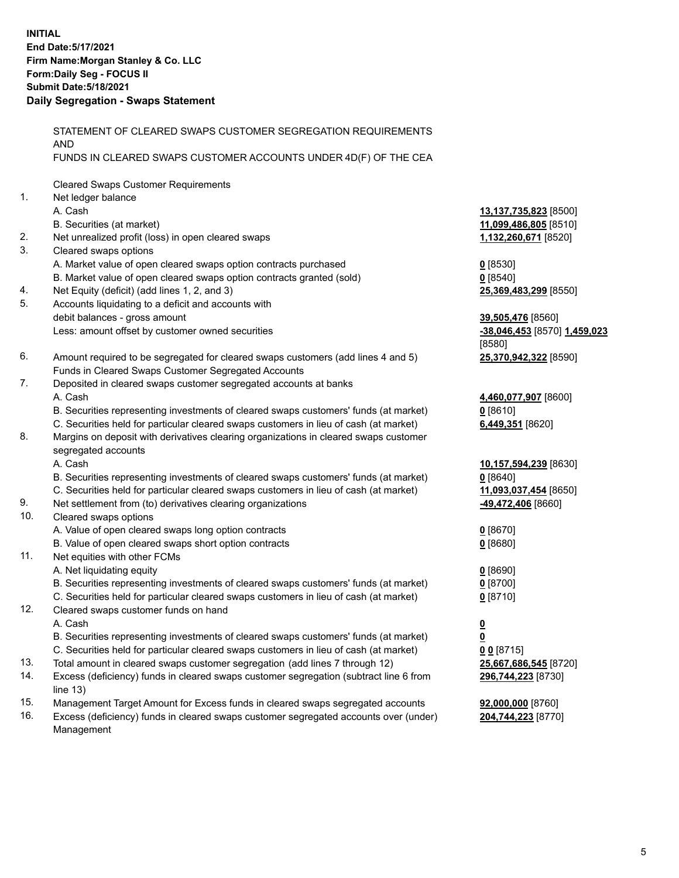**INITIAL**
**End Date:5/17/2021**
**Firm Name:Morgan Stanley & Co. LLC**
**Form:Daily Seg - FOCUS II**
**Submit Date:5/18/2021**
**Daily Segregation - Swaps Statement**

STATEMENT OF CLEARED SWAPS CUSTOMER SEGREGATION REQUIREMENTS AND FUNDS IN CLEARED SWAPS CUSTOMER ACCOUNTS UNDER 4D(F) OF THE CEA

| | | |
|---|---|---|
| | Cleared Swaps Customer Requirements | |
| 1. | Net ledger balance | |
| | A. Cash | **13,137,735,823** [8500] |
| | B. Securities (at market) | **11,099,486,805** [8510] |
| 2. | Net unrealized profit (loss) in open cleared swaps | **1,132,260,671** [8520] |
| 3. | Cleared swaps options | |
| | A. Market value of open cleared swaps option contracts purchased | **0** [8530] |
| | B. Market value of open cleared swaps option contracts granted (sold) | **0** [8540] |
| 4. | Net Equity (deficit) (add lines 1, 2, and 3) | **25,369,483,299** [8550] |
| 5. | Accounts liquidating to a deficit and accounts with debit balances - gross amount | **39,505,476** [8560] |
| | Less: amount offset by customer owned securities | **-38,046,453** [8570] **1,459,023** [8580] |
| 6. | Amount required to be segregated for cleared swaps customers (add lines 4 and 5) | **25,370,942,322** [8590] |
| | Funds in Cleared Swaps Customer Segregated Accounts | |
| 7. | Deposited in cleared swaps customer segregated accounts at banks | |
| | A. Cash | **4,460,077,907** [8600] |
| | B. Securities representing investments of cleared swaps customers' funds (at market) | **0** [8610] |
| | C. Securities held for particular cleared swaps customers in lieu of cash (at market) | **6,449,351** [8620] |
| 8. | Margins on deposit with derivatives clearing organizations in cleared swaps customer segregated accounts | |
| | A. Cash | **10,157,594,239** [8630] |
| | B. Securities representing investments of cleared swaps customers' funds (at market) | **0** [8640] |
| | C. Securities held for particular cleared swaps customers in lieu of cash (at market) | **11,093,037,454** [8650] |
| 9. | Net settlement from (to) derivatives clearing organizations | **-49,472,406** [8660] |
| 10. | Cleared swaps options | |
| | A. Value of open cleared swaps long option contracts | **0** [8670] |
| | B. Value of open cleared swaps short option contracts | **0** [8680] |
| 11. | Net equities with other FCMs | |
| | A. Net liquidating equity | **0** [8690] |
| | B. Securities representing investments of cleared swaps customers' funds (at market) | **0** [8700] |
| | C. Securities held for particular cleared swaps customers in lieu of cash (at market) | **0** [8710] |
| 12. | Cleared swaps customer funds on hand | |
| | A. Cash | **0** |
| | B. Securities representing investments of cleared swaps customers' funds (at market) | **0** |
| | C. Securities held for particular cleared swaps customers in lieu of cash (at market) | **0** **0** [8715] |
| 13. | Total amount in cleared swaps customer segregation (add lines 7 through 12) | **25,667,686,545** [8720] |
| 14. | Excess (deficiency) funds in cleared swaps customer segregation (subtract line 6 from line 13) | **296,744,223** [8730] |
| 15. | Management Target Amount for Excess funds in cleared swaps segregated accounts | **92,000,000** [8760] |
| 16. | Excess (deficiency) funds in cleared swaps customer segregated accounts over (under) Management | **204,744,223** [8770] |